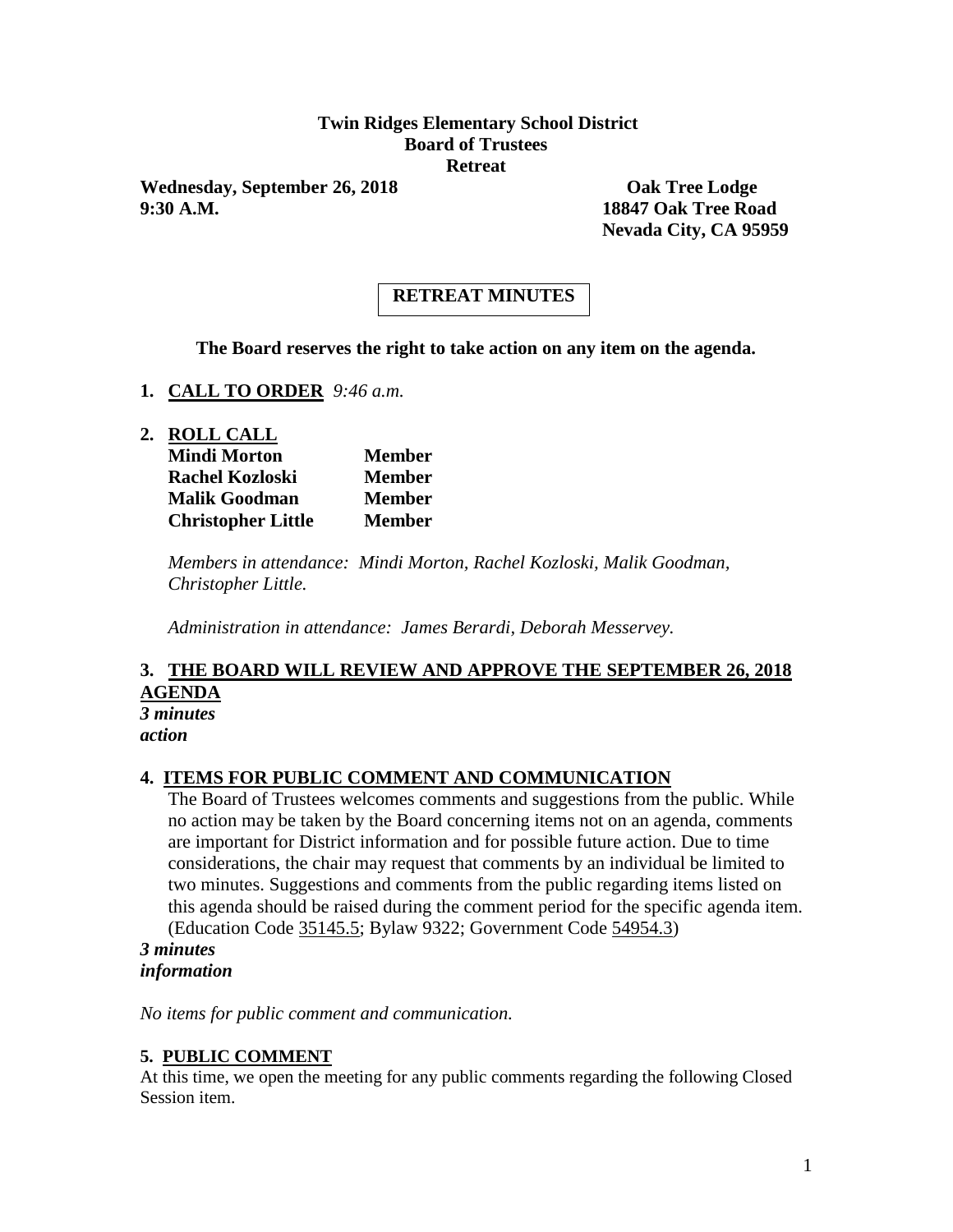**Twin Ridges Elementary School District**
**Board of Trustees**
**Retreat**

**Wednesday, September 26, 2018** | **Oak Tree Lodge**
**9:30 A.M.** | **18847 Oak Tree Road**
**Nevada City, CA 95959**

## RETREAT MINUTES

**The Board reserves the right to take action on any item on the agenda.**

1. **CALL TO ORDER** *9:46 a.m.*

2. **ROLL CALL**

| | |
|---|---|
| **Mindi Morton** | **Member** |
| **Rachel Kozloski** | **Member** |
| **Malik Goodman** | **Member** |
| **Christopher Little** | **Member** |

*Members in attendance: Mindi Morton, Rachel Kozloski, Malik Goodman, Christopher Little.*

*Administration in attendance: James Berardi, Deborah Messervey.*

3. **THE BOARD WILL REVIEW AND APPROVE THE SEPTEMBER 26, 2018 AGENDA**
*3 minutes*
*action*

4. **ITEMS FOR PUBLIC COMMENT AND COMMUNICATION**
The Board of Trustees welcomes comments and suggestions from the public. While no action may be taken by the Board concerning items not on an agenda, comments are important for District information and for possible future action. Due to time considerations, the chair may request that comments by an individual be limited to two minutes. Suggestions and comments from the public regarding items listed on this agenda should be raised during the comment period for the specific agenda item. (Education Code 35145.5; Bylaw 9322; Government Code 54954.3)
*3 minutes*
*information*

*No items for public comment and communication.*

5. **PUBLIC COMMENT**
At this time, we open the meeting for any public comments regarding the following Closed Session item.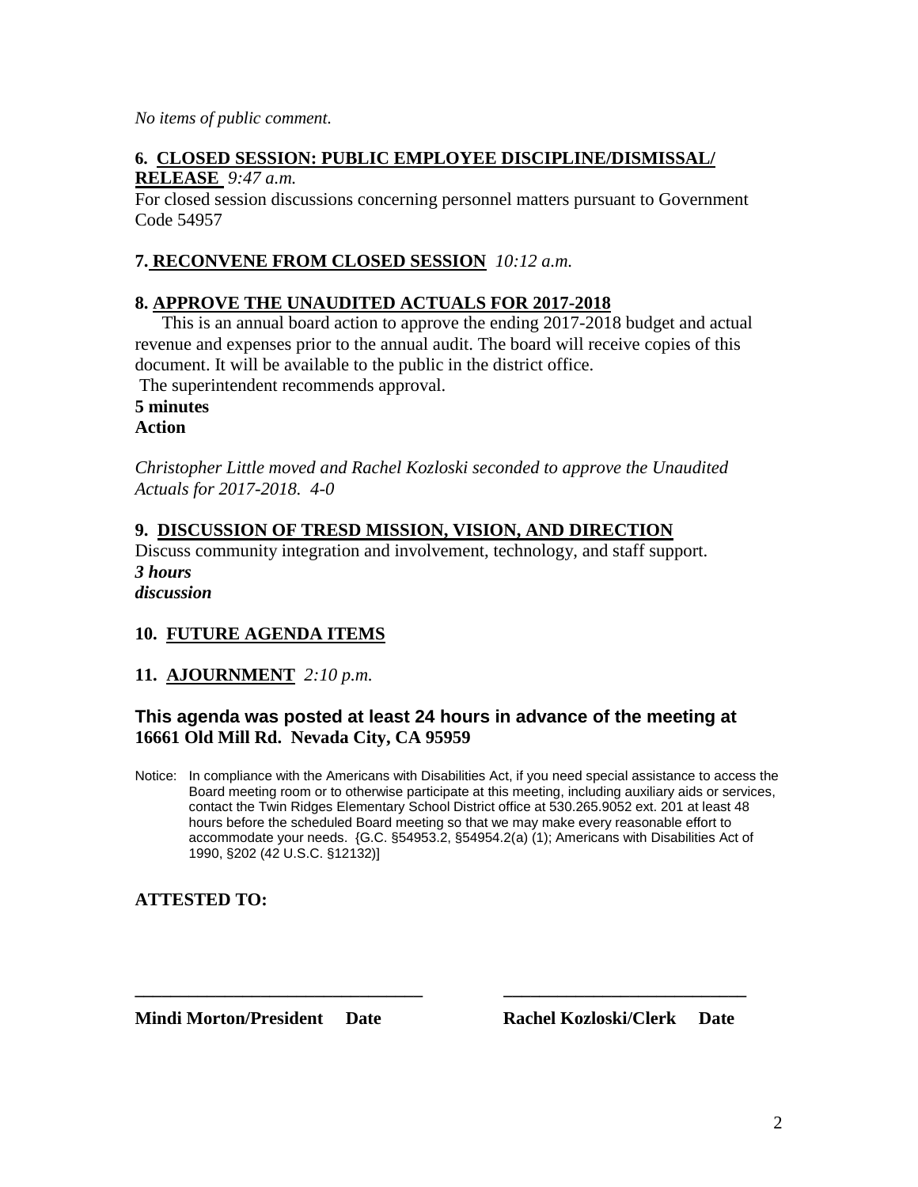*No items of public comment.*

**6. CLOSED SESSION: PUBLIC EMPLOYEE DISCIPLINE/DISMISSAL/ RELEASE** *9:47 a.m.*

For closed session discussions concerning personnel matters pursuant to Government Code 54957

**7. RECONVENE FROM CLOSED SESSION** *10:12 a.m.*

**8. APPROVE THE UNAUDITED ACTUALS FOR 2017-2018**

This is an annual board action to approve the ending 2017-2018 budget and actual revenue and expenses prior to the annual audit. The board will receive copies of this document. It will be available to the public in the district office.

The superintendent recommends approval.

**5 minutes**

**Action**

*Christopher Little moved and Rachel Kozloski seconded to approve the Unaudited Actuals for 2017-2018. 4-0*

**9. DISCUSSION OF TRESD MISSION, VISION, AND DIRECTION**

Discuss community integration and involvement, technology, and staff support.

***3 hours***

***discussion***

**10. FUTURE AGENDA ITEMS**

**11. AJOURNMENT** *2:10 p.m.*

**This agenda was posted at least 24 hours in advance of the meeting at 16661 Old Mill Rd. Nevada City, CA 95959**

Notice: In compliance with the Americans with Disabilities Act, if you need special assistance to access the Board meeting room or to otherwise participate at this meeting, including auxiliary aids or services, contact the Twin Ridges Elementary School District office at 530.265.9052 ext. 201 at least 48 hours before the scheduled Board meeting so that we may make every reasonable effort to accommodate your needs. {G.C. §54953.2, §54954.2(a) (1); Americans with Disabilities Act of 1990, §202 (42 U.S.C. §12132)]

**ATTESTED TO:**

________________________________ ____________________________

**Mindi Morton/President Date** **Rachel Kozloski/Clerk Date**